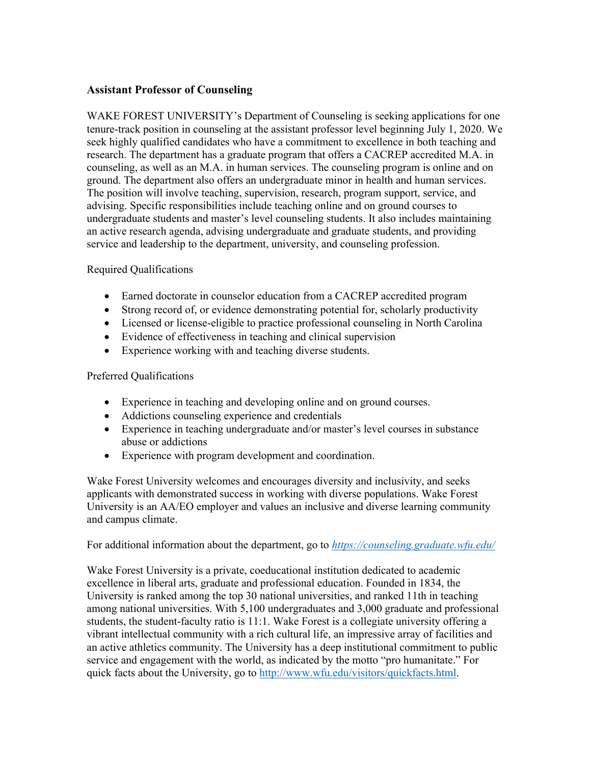**Assistant Professor of Counseling**

WAKE FOREST UNIVERSITY's Department of Counseling is seeking applications for one tenure-track position in counseling at the assistant professor level beginning July 1, 2020. We seek highly qualified candidates who have a commitment to excellence in both teaching and research. The department has a graduate program that offers a CACREP accredited M.A. in counseling, as well as an M.A. in human services. The counseling program is online and on ground. The department also offers an undergraduate minor in health and human services. The position will involve teaching, supervision, research, program support, service, and advising. Specific responsibilities include teaching online and on ground courses to undergraduate students and master's level counseling students. It also includes maintaining an active research agenda, advising undergraduate and graduate students, and providing service and leadership to the department, university, and counseling profession.

Required Qualifications

- Earned doctorate in counselor education from a CACREP accredited program
- Strong record of, or evidence demonstrating potential for, scholarly productivity
- Licensed or license-eligible to practice professional counseling in North Carolina
- Evidence of effectiveness in teaching and clinical supervision
- Experience working with and teaching diverse students.

Preferred Qualifications

- Experience in teaching and developing online and on ground courses.
- Addictions counseling experience and credentials
- Experience in teaching undergraduate and/or master's level courses in substance abuse or addictions
- Experience with program development and coordination.

Wake Forest University welcomes and encourages diversity and inclusivity, and seeks applicants with demonstrated success in working with diverse populations. Wake Forest University is an AA/EO employer and values an inclusive and diverse learning community and campus climate.

For additional information about the department, go to *[https://counseling.graduate.wfu.edu/](https://counseling.graduate.wfu.edu/)*

Wake Forest University is a private, coeducational institution dedicated to academic excellence in liberal arts, graduate and professional education. Founded in 1834, the University is ranked among the top 30 national universities, and ranked 11th in teaching among national universities. With 5,100 undergraduates and 3,000 graduate and professional students, the student-faculty ratio is 11:1. Wake Forest is a collegiate university offering a vibrant intellectual community with a rich cultural life, an impressive array of facilities and an active athletics community. The University has a deep institutional commitment to public service and engagement with the world, as indicated by the motto "pro humanitate." For quick facts about the University, go to [http://www.wfu.edu/visitors/quickfacts.html](http://www.wfu.edu/visitors/quickfacts.html).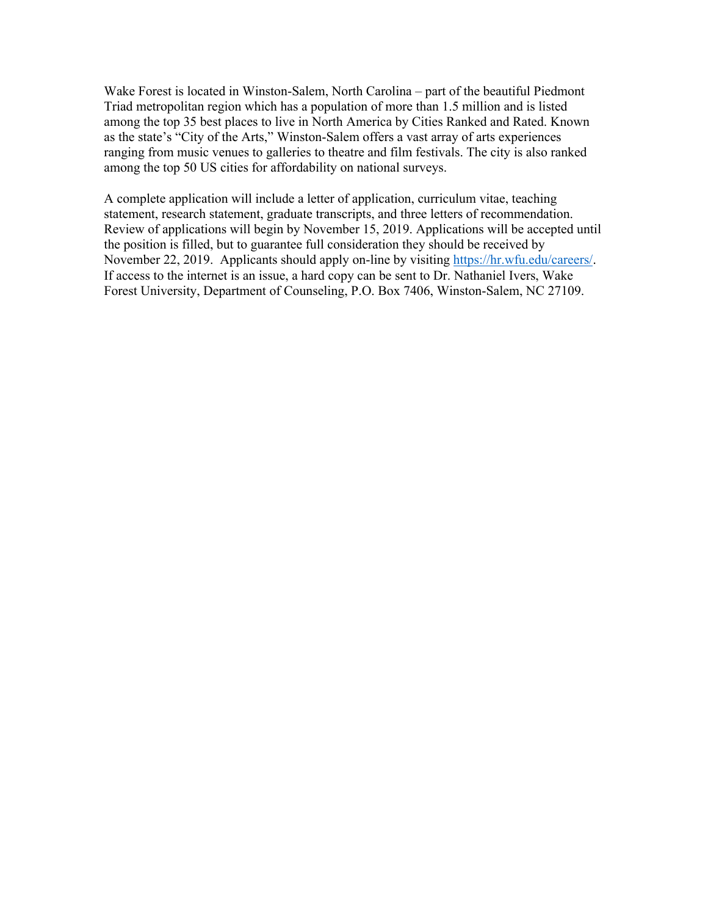Wake Forest is located in Winston-Salem, North Carolina – part of the beautiful Piedmont Triad metropolitan region which has a population of more than 1.5 million and is listed among the top 35 best places to live in North America by Cities Ranked and Rated. Known as the state's "City of the Arts," Winston-Salem offers a vast array of arts experiences ranging from music venues to galleries to theatre and film festivals. The city is also ranked among the top 50 US cities for affordability on national surveys.

A complete application will include a letter of application, curriculum vitae, teaching statement, research statement, graduate transcripts, and three letters of recommendation. Review of applications will begin by November 15, 2019. Applications will be accepted until the position is filled, but to guarantee full consideration they should be received by November 22, 2019. Applicants should apply on-line by visiting [https://hr.wfu.edu/careers/](https://hr.wfu.edu/careers/). If access to the internet is an issue, a hard copy can be sent to Dr. Nathaniel Ivers, Wake Forest University, Department of Counseling, P.O. Box 7406, Winston-Salem, NC 27109.